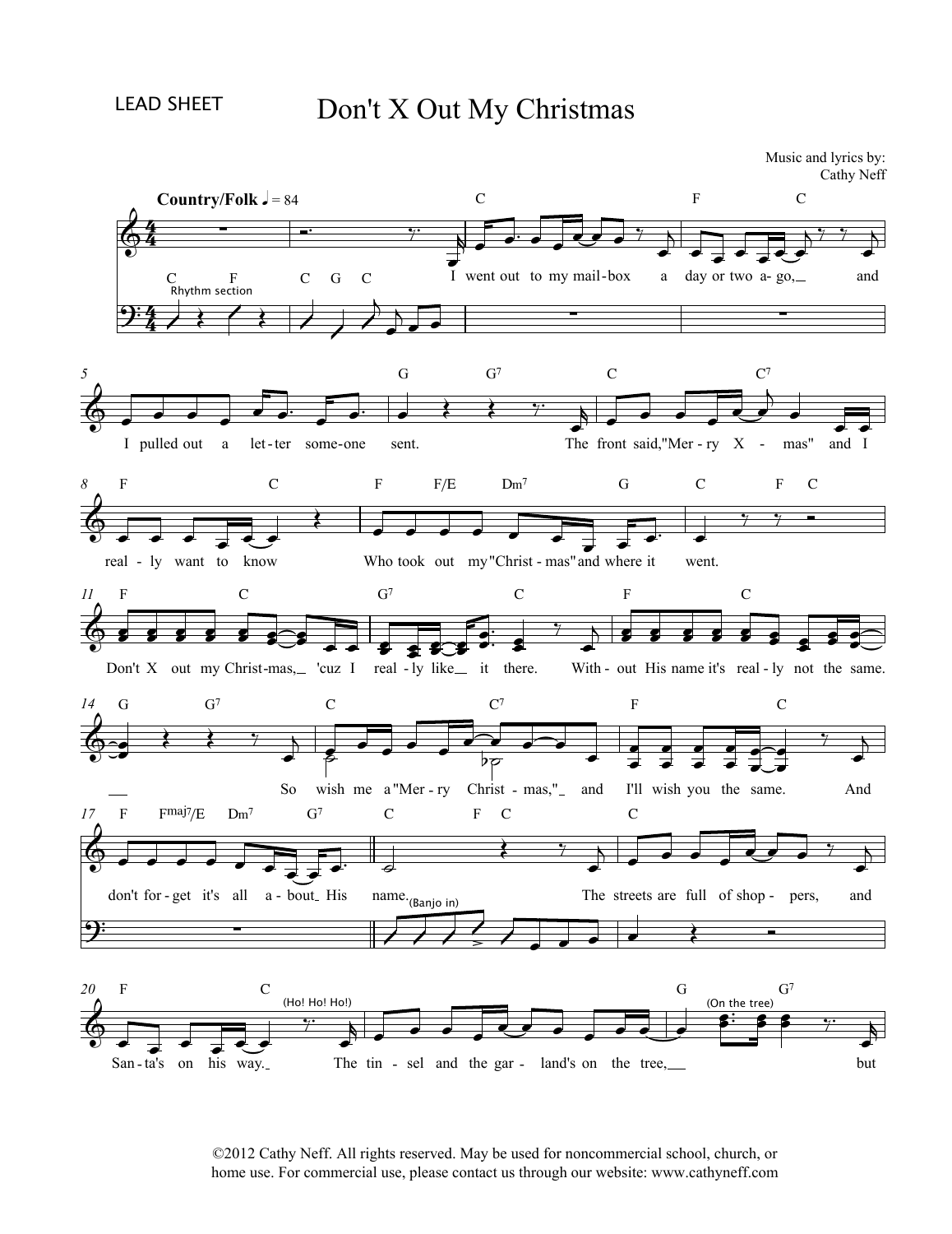LEAD SHEET

# Don't X Out My Christmas

Music and lyrics by:
Cathy Neff

**Country/Folk** ♩ = 84

©2012 Cathy Neff. All rights reserved. May be used for noncommercial school, church, or home use. For commercial use, please contact us through our website: www.cathyneff.com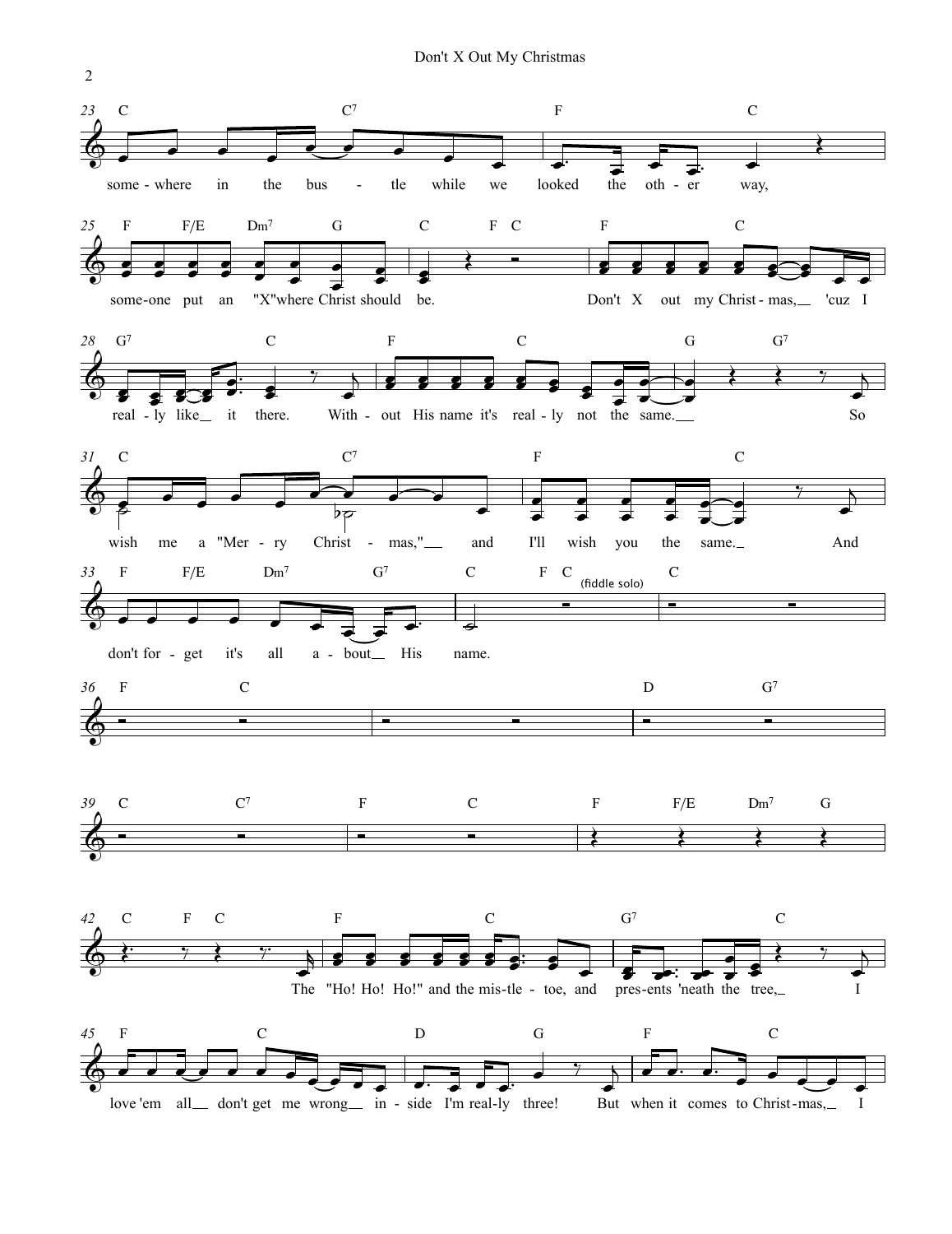some - where in the bus - tle while we looked the oth - er way,

some-one put an "X"where Christ should be. Don't X out my Christ - mas, 'cuz I

real - ly like it there. With - out His name it's real - ly not the same. So

wish me a "Mer - ry Christ - mas," and I'll wish you the same. And

don't for - get it's all a - bout His name.

(fiddle solo)

The "Ho! Ho! Ho!" and the mis-tle - toe, and pres-ents 'neath the tree, I

love 'em all don't get me wrong in - side I'm real-ly three! But when it comes to Christ-mas, I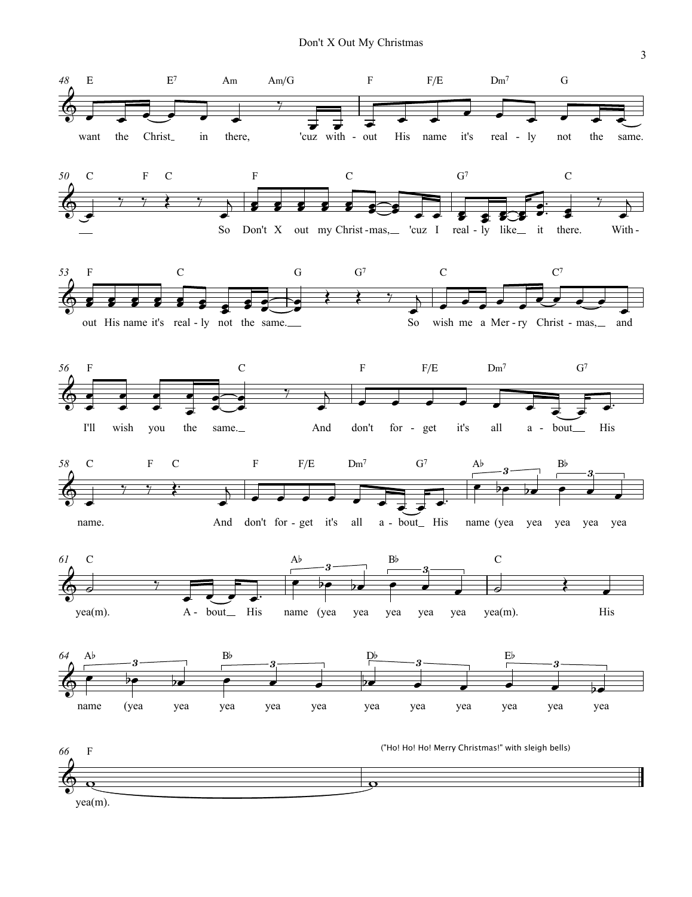48 E E7 Am Am/G F F/E Dm7 G

want the Christ in there, 'cuz with - out His name it's real - ly not the same.

50 C F C F C G7 C

So Don't X out my Christ - mas, 'cuz I real - ly like it there. With -

53 F C G G7 C C7

out His name it's real - ly not the same. So wish me a Mer - ry Christ - mas, and

56 F C F F/E Dm7 G7

I'll wish you the same. And don't for - get it's all a - bout His

58 C F C F F/E Dm7 G7 A♭ B♭

name. And don't for - get it's all a - bout His name (yea yea yea yea yea

61 C A♭ B♭ C

yea(m). A - bout His name (yea yea yea yea yea yea(m). His

64 A♭ B♭ D♭ E♭

name (yea yea yea yea yea yea yea yea yea yea yea

66 F

yea(m).

("Ho! Ho! Ho! Merry Christmas!" with sleigh bells)